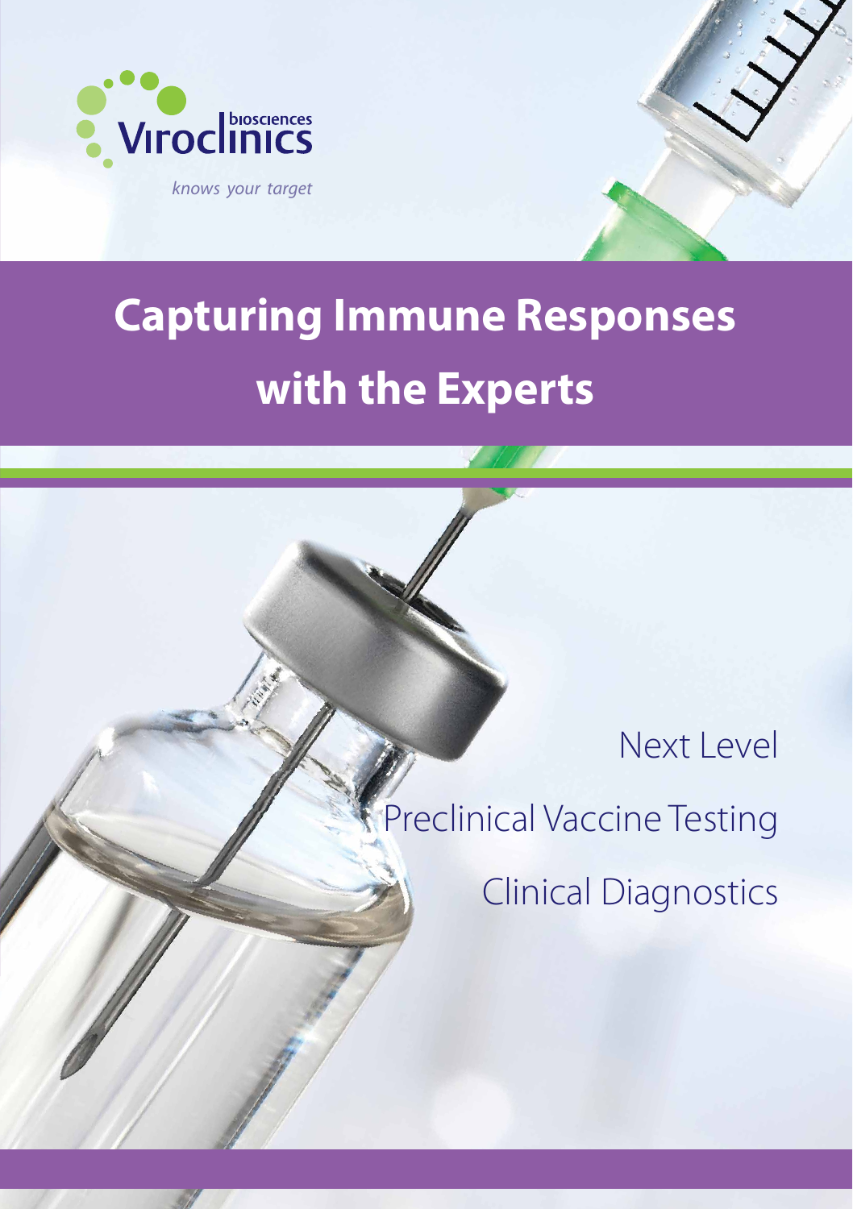Viroclinics biosciences

*knows your target*

# Capturing Immune Responses with the Experts

Next Level

Preclinical Vaccine Testing

Clinical Diagnostics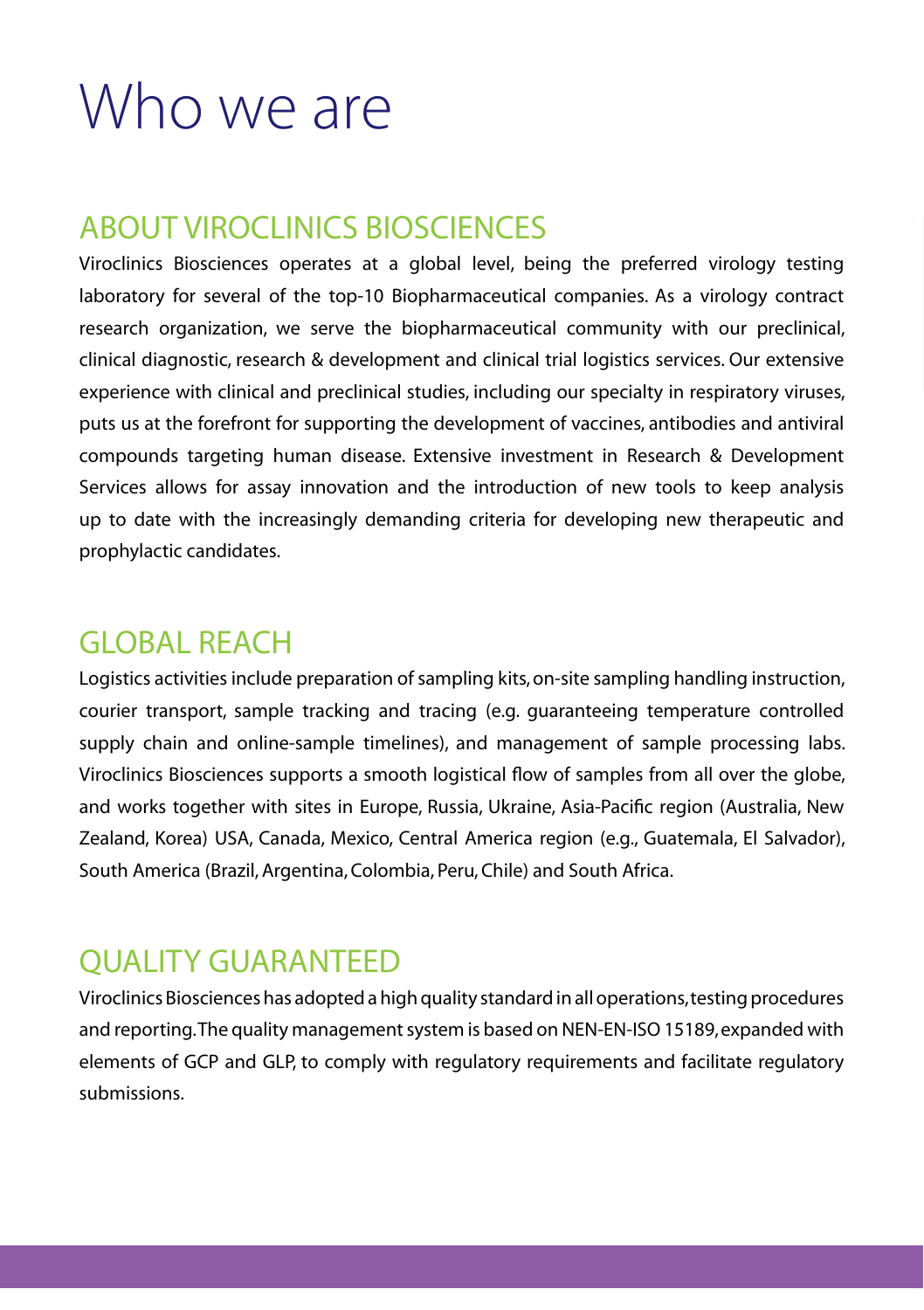# Who we are

## ABOUT VIROCLINICS BIOSCIENCES

Viroclinics Biosciences operates at a global level, being the preferred virology testing laboratory for several of the top-10 Biopharmaceutical companies. As a virology contract research organization, we serve the biopharmaceutical community with our preclinical, clinical diagnostic, research & development and clinical trial logistics services. Our extensive experience with clinical and preclinical studies, including our specialty in respiratory viruses, puts us at the forefront for supporting the development of vaccines, antibodies and antiviral compounds targeting human disease. Extensive investment in Research & Development Services allows for assay innovation and the introduction of new tools to keep analysis up to date with the increasingly demanding criteria for developing new therapeutic and prophylactic candidates.

## GLOBAL REACH

Logistics activities include preparation of sampling kits, on-site sampling handling instruction, courier transport, sample tracking and tracing (e.g. guaranteeing temperature controlled supply chain and online-sample timelines), and management of sample processing labs. Viroclinics Biosciences supports a smooth logistical flow of samples from all over the globe, and works together with sites in Europe, Russia, Ukraine, Asia-Pacific region (Australia, New Zealand, Korea) USA, Canada, Mexico, Central America region (e.g., Guatemala, El Salvador), South America (Brazil, Argentina, Colombia, Peru, Chile) and South Africa.

## QUALITY GUARANTEED

Viroclinics Biosciences has adopted a high quality standard in all operations, testing procedures and reporting. The quality management system is based on NEN-EN-ISO 15189, expanded with elements of GCP and GLP, to comply with regulatory requirements and facilitate regulatory submissions.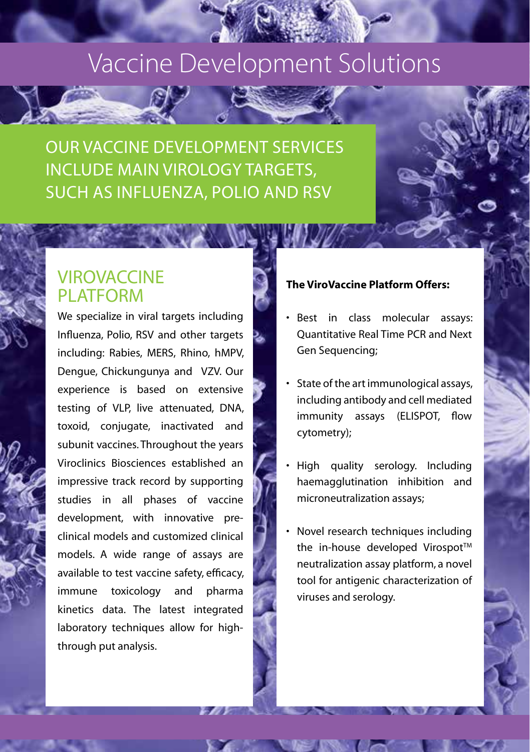# Vaccine Development Solutions

## OUR VACCINE DEVELOPMENT SERVICES INCLUDE MAIN VIROLOGY TARGETS, SUCH AS INFLUENZA, POLIO AND RSV

## VIROVACCINE PLATFORM

We specialize in viral targets including Influenza, Polio, RSV and other targets including: Rabies, MERS, Rhino, hMPV, Dengue, Chickungunya and VZV. Our experience is based on extensive testing of VLP, live attenuated, DNA, toxoid, conjugate, inactivated and subunit vaccines. Throughout the years Viroclinics Biosciences established an impressive track record by supporting studies in all phases of vaccine development, with innovative pre-clinical models and customized clinical models. A wide range of assays are available to test vaccine safety, efficacy, immune toxicology and pharma kinetics data. The latest integrated laboratory techniques allow for high-through put analysis.

**The ViroVaccine Platform Offers:**

- Best in class molecular assays: Quantitative Real Time PCR and Next Gen Sequencing;
- State of the art immunological assays, including antibody and cell mediated immunity assays (ELISPOT, flow cytometry);
- High quality serology. Including haemagglutination inhibition and microneutralization assays;
- Novel research techniques including the in-house developed Virospot™ neutralization assay platform, a novel tool for antigenic characterization of viruses and serology.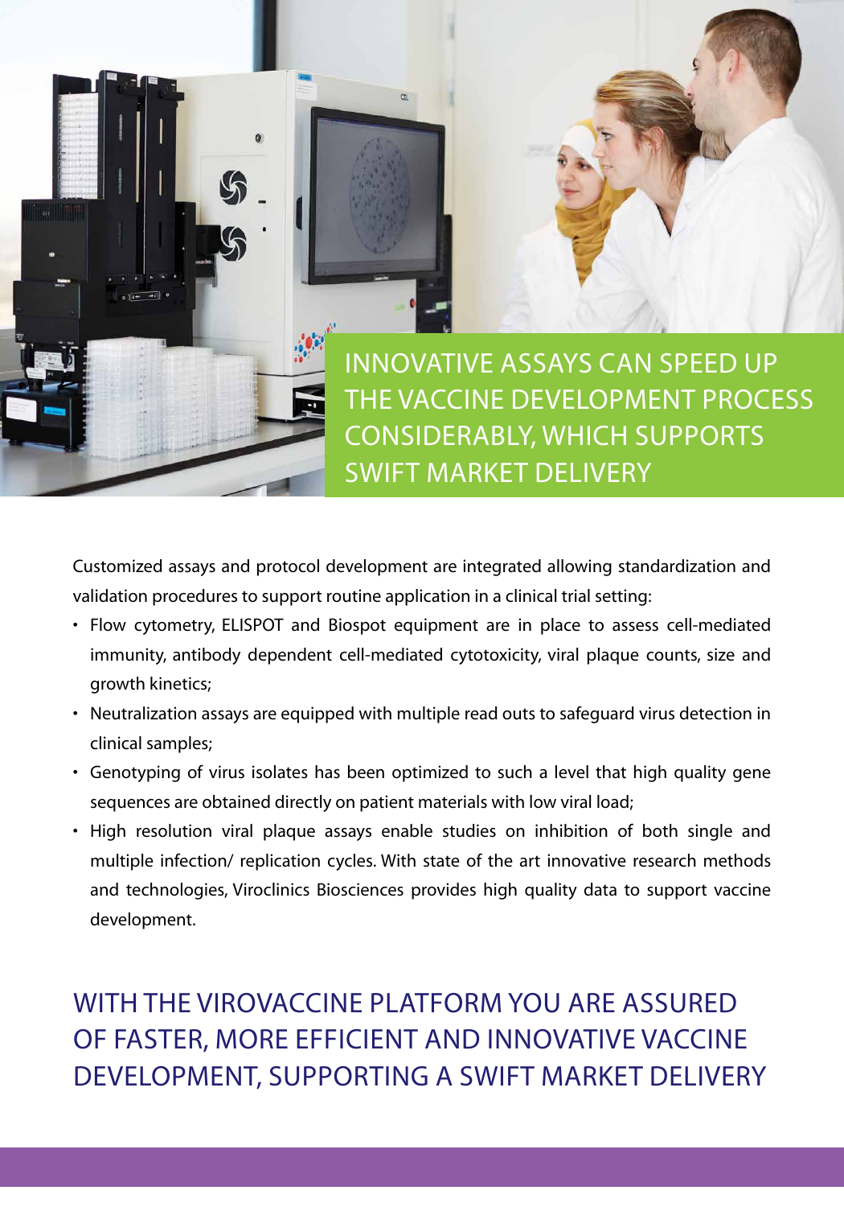## INNOVATIVE ASSAYS CAN SPEED UP THE VACCINE DEVELOPMENT PROCESS CONSIDERABLY, WHICH SUPPORTS SWIFT MARKET DELIVERY

Customized assays and protocol development are integrated allowing standardization and validation procedures to support routine application in a clinical trial setting:

- Flow cytometry, ELISPOT and Biospot equipment are in place to assess cell-mediated immunity, antibody dependent cell-mediated cytotoxicity, viral plaque counts, size and growth kinetics;
- Neutralization assays are equipped with multiple read outs to safeguard virus detection in clinical samples;
- Genotyping of virus isolates has been optimized to such a level that high quality gene sequences are obtained directly on patient materials with low viral load;
- High resolution viral plaque assays enable studies on inhibition of both single and multiple infection/ replication cycles. With state of the art innovative research methods and technologies, Viroclinics Biosciences provides high quality data to support vaccine development.

## WITH THE VIROVACCINE PLATFORM YOU ARE ASSURED OF FASTER, MORE EFFICIENT AND INNOVATIVE VACCINE DEVELOPMENT, SUPPORTING A SWIFT MARKET DELIVERY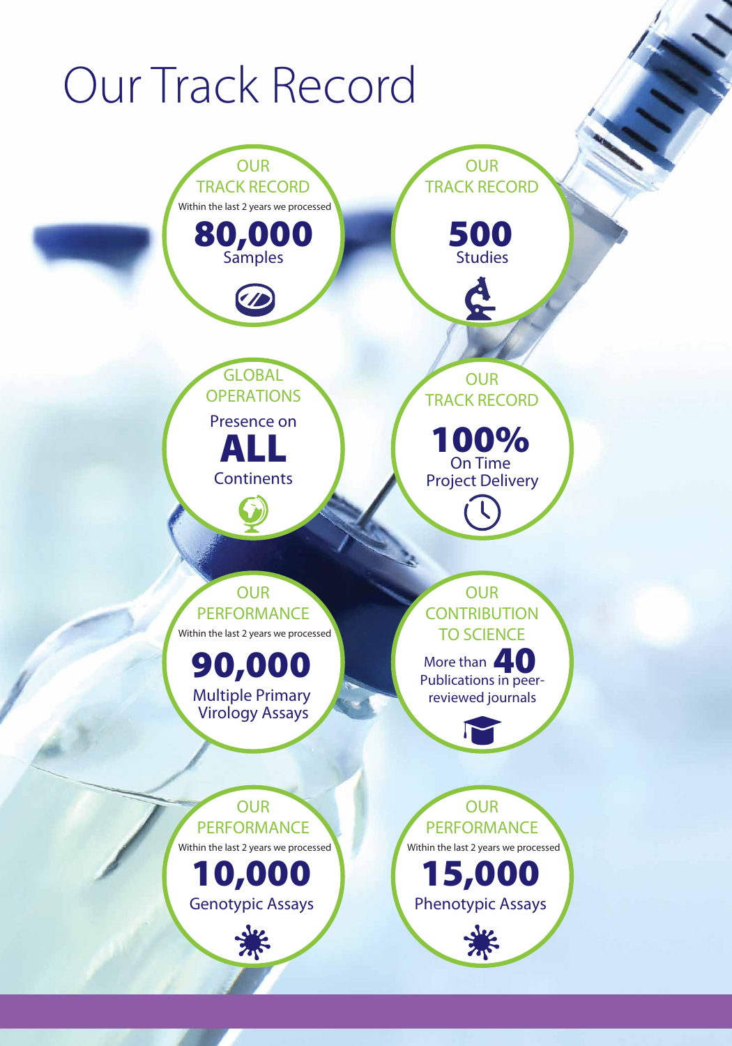# Our Track Record

**OUR TRACK RECORD**

Within the last 2 years we processed

**80,000**
Samples

**OUR TRACK RECORD**

**500**
Studies

**GLOBAL OPERATIONS**

Presence on
**ALL**
Continents

**OUR TRACK RECORD**

**100%**
On Time
Project Delivery

**OUR PERFORMANCE**

Within the last 2 years we processed

**90,000**
Multiple Primary Virology Assays

**OUR CONTRIBUTION TO SCIENCE**

More than **40**
Publications in peer-reviewed journals

**OUR PERFORMANCE**

Within the last 2 years we processed

**10,000**
Genotypic Assays

**OUR PERFORMANCE**

Within the last 2 years we processed

**15,000**
Phenotypic Assays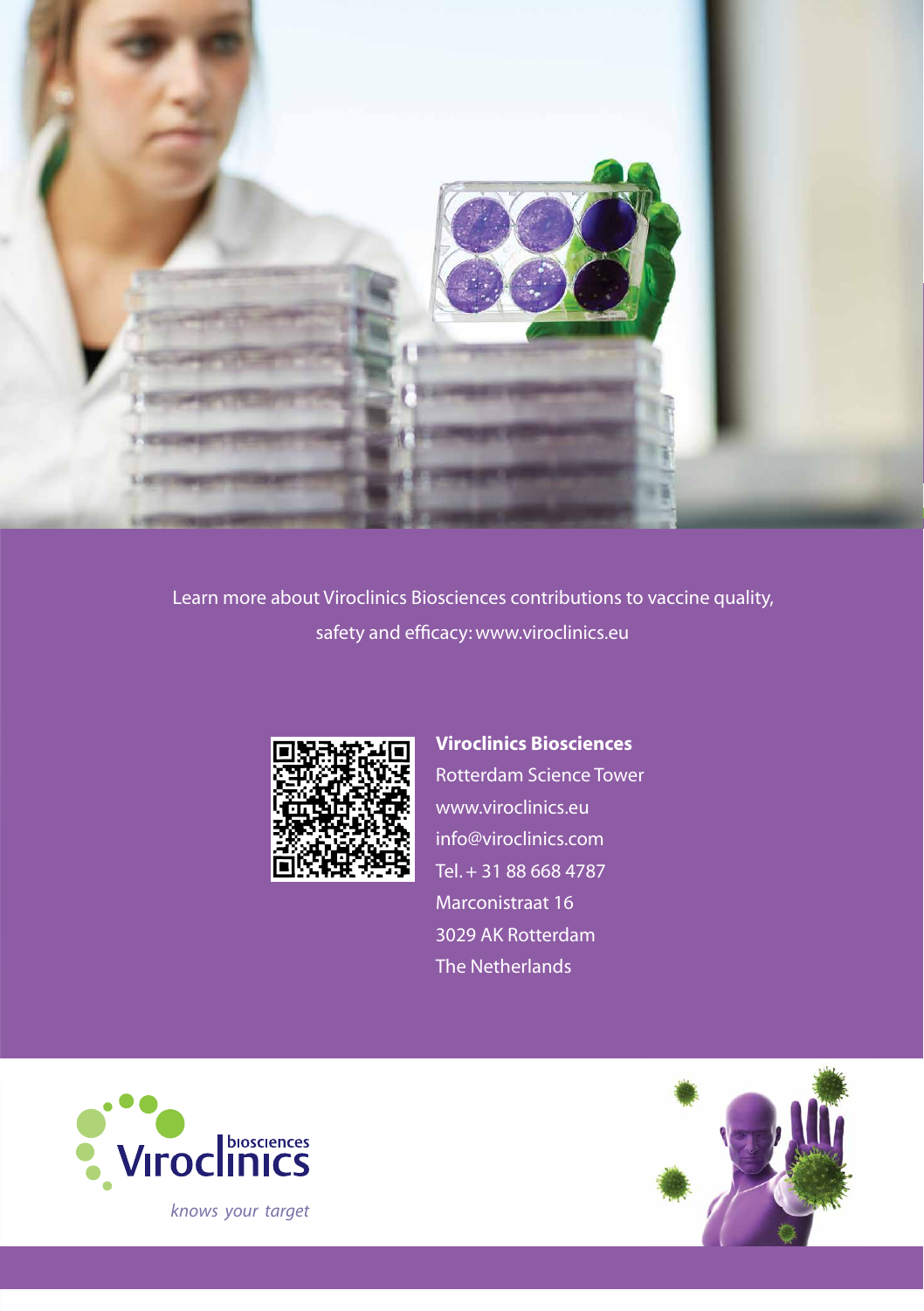Learn more about Viroclinics Biosciences contributions to vaccine quality, safety and efficacy: www.viroclinics.eu

**Viroclinics Biosciences**
Rotterdam Science Tower
www.viroclinics.eu
info@viroclinics.com
Tel. + 31 88 668 4787
Marconistraat 16
3029 AK Rotterdam
The Netherlands

Viroclinics biosciences

*knows your target*